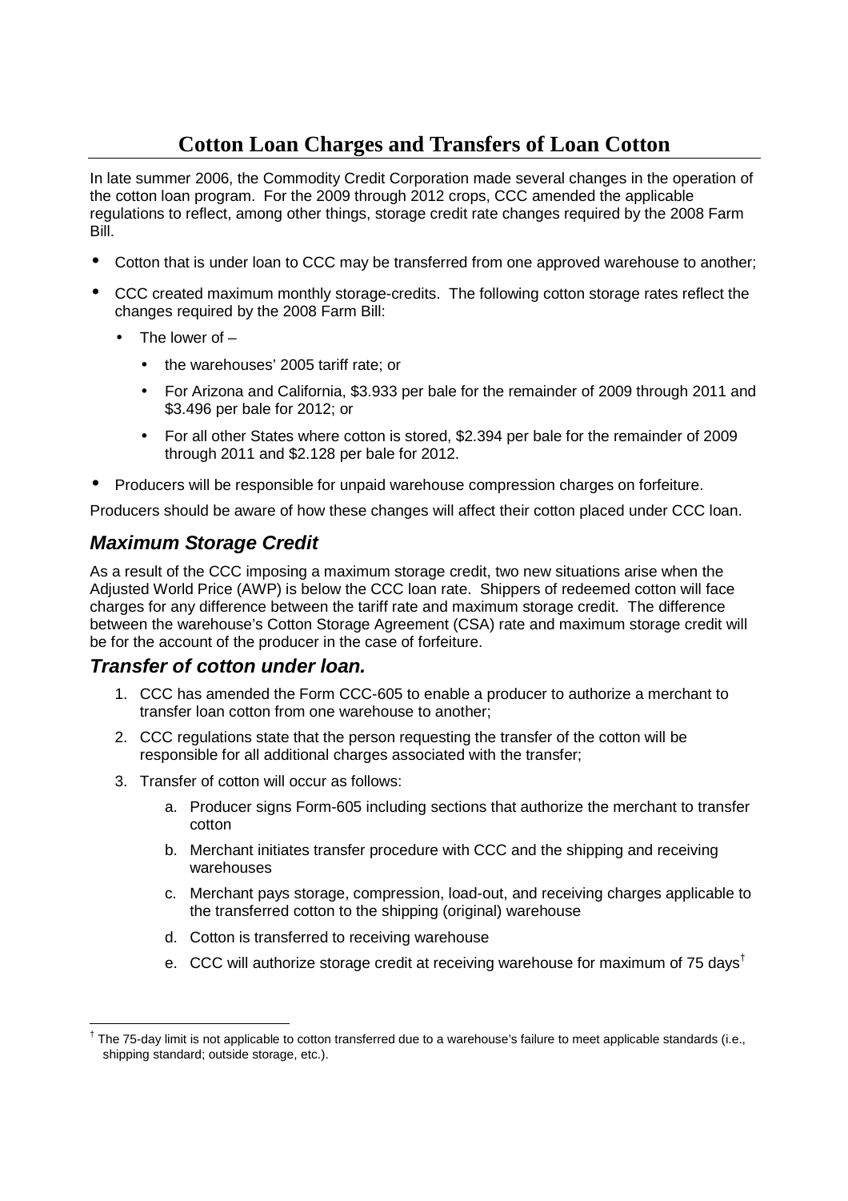# Cotton Loan Charges and Transfers of Loan Cotton

In late summer 2006, the Commodity Credit Corporation made several changes in the operation of the cotton loan program. For the 2009 through 2012 crops, CCC amended the applicable regulations to reflect, among other things, storage credit rate changes required by the 2008 Farm Bill.

- Cotton that is under loan to CCC may be transferred from one approved warehouse to another;
- CCC created maximum monthly storage-credits. The following cotton storage rates reflect the changes required by the 2008 Farm Bill:
  - The lower of –
    - the warehouses' 2005 tariff rate; or
    - For Arizona and California, $3.933 per bale for the remainder of 2009 through 2011 and $3.496 per bale for 2012; or
    - For all other States where cotton is stored, $2.394 per bale for the remainder of 2009 through 2011 and $2.128 per bale for 2012.
- Producers will be responsible for unpaid warehouse compression charges on forfeiture.

Producers should be aware of how these changes will affect their cotton placed under CCC loan.

## *Maximum Storage Credit*

As a result of the CCC imposing a maximum storage credit, two new situations arise when the Adjusted World Price (AWP) is below the CCC loan rate. Shippers of redeemed cotton will face charges for any difference between the tariff rate and maximum storage credit. The difference between the warehouse's Cotton Storage Agreement (CSA) rate and maximum storage credit will be for the account of the producer in the case of forfeiture.

## *Transfer of cotton under loan.*

1. CCC has amended the Form CCC-605 to enable a producer to authorize a merchant to transfer loan cotton from one warehouse to another;
2. CCC regulations state that the person requesting the transfer of the cotton will be responsible for all additional charges associated with the transfer;
3. Transfer of cotton will occur as follows:
   a. Producer signs Form-605 including sections that authorize the merchant to transfer cotton
   b. Merchant initiates transfer procedure with CCC and the shipping and receiving warehouses
   c. Merchant pays storage, compression, load-out, and receiving charges applicable to the transferred cotton to the shipping (original) warehouse
   d. Cotton is transferred to receiving warehouse
   e. CCC will authorize storage credit at receiving warehouse for maximum of 75 days[†]

[†] The 75-day limit is not applicable to cotton transferred due to a warehouse's failure to meet applicable standards (i.e., shipping standard; outside storage, etc.).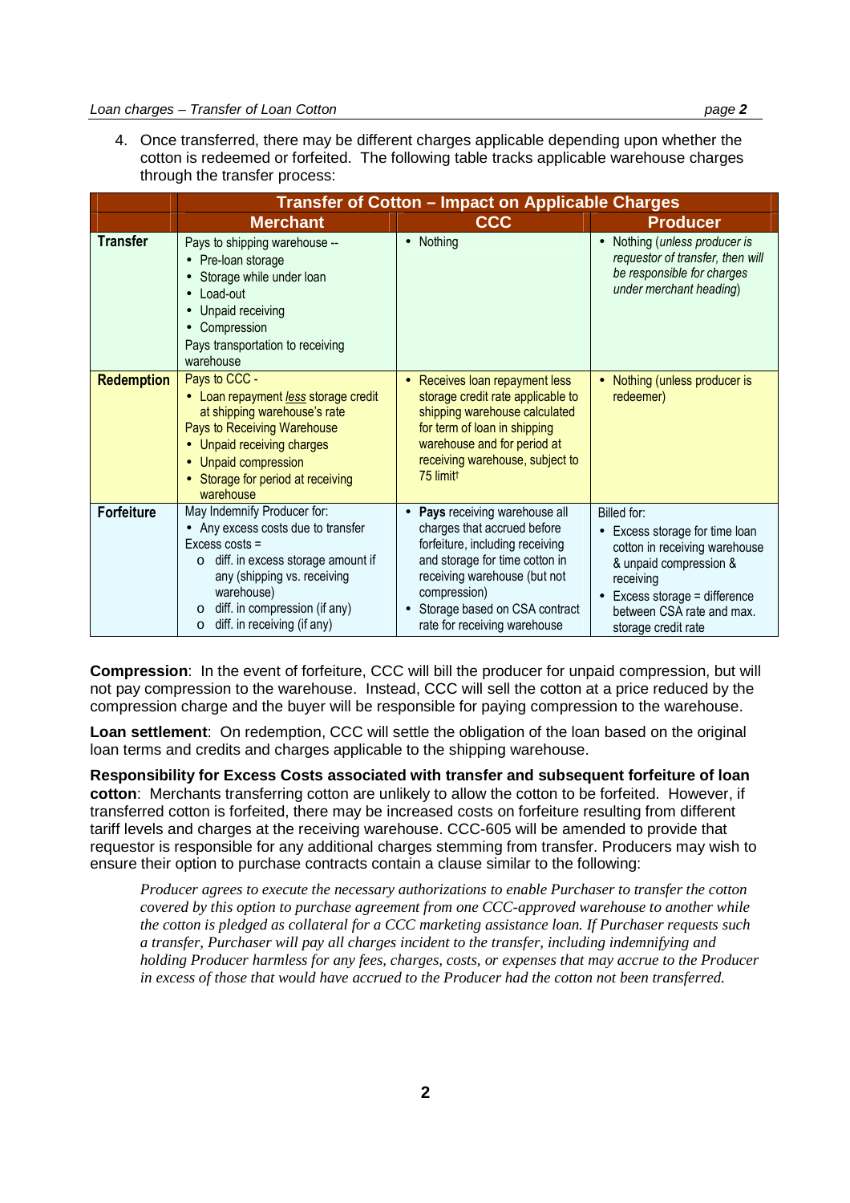4. Once transferred, there may be different charges applicable depending upon whether the cotton is redeemed or forfeited. The following table tracks applicable warehouse charges through the transfer process:

| | Transfer of Cotton – Impact on Applicable Charges | | |
|---|---|---|---|
| | **Merchant** | **CCC** | **Producer** |
| **Transfer** | Pays to shipping warehouse --<br>• Pre-loan storage<br>• Storage while under loan<br>• Load-out<br>• Unpaid receiving<br>• Compression<br>Pays transportation to receiving warehouse | • Nothing | • Nothing (*unless producer is requestor of transfer, then will be responsible for charges under merchant heading*) |
| **Redemption** | Pays to CCC -<br>• Loan repayment *less* storage credit at shipping warehouse's rate<br>Pays to Receiving Warehouse<br>• Unpaid receiving charges<br>• Unpaid compression<br>• Storage for period at receiving warehouse | • Receives loan repayment less storage credit rate applicable to shipping warehouse calculated for term of loan in shipping warehouse and for period at receiving warehouse, subject to 75 limit† | • Nothing (unless producer is redeemer) |
| **Forfeiture** | May Indemnify Producer for:<br>• Any excess costs due to transfer<br>Excess costs =<br>o diff. in excess storage amount if any (shipping vs. receiving warehouse)<br>o diff. in compression (if any)<br>o diff. in receiving (if any) | • **Pays** receiving warehouse all charges that accrued before forfeiture, including receiving and storage for time cotton in receiving warehouse (but not compression)<br>• Storage based on CSA contract rate for receiving warehouse | Billed for:<br>• Excess storage for time loan cotton in receiving warehouse & unpaid compression & receiving<br>• Excess storage = difference between CSA rate and max. storage credit rate |

**Compression**: In the event of forfeiture, CCC will bill the producer for unpaid compression, but will not pay compression to the warehouse. Instead, CCC will sell the cotton at a price reduced by the compression charge and the buyer will be responsible for paying compression to the warehouse.

**Loan settlement**: On redemption, CCC will settle the obligation of the loan based on the original loan terms and credits and charges applicable to the shipping warehouse.

**Responsibility for Excess Costs associated with transfer and subsequent forfeiture of loan cotton**: Merchants transferring cotton are unlikely to allow the cotton to be forfeited. However, if transferred cotton is forfeited, there may be increased costs on forfeiture resulting from different tariff levels and charges at the receiving warehouse. CCC-605 will be amended to provide that requestor is responsible for any additional charges stemming from transfer. Producers may wish to ensure their option to purchase contracts contain a clause similar to the following:

> *Producer agrees to execute the necessary authorizations to enable Purchaser to transfer the cotton covered by this option to purchase agreement from one CCC-approved warehouse to another while the cotton is pledged as collateral for a CCC marketing assistance loan. If Purchaser requests such a transfer, Purchaser will pay all charges incident to the transfer, including indemnifying and holding Producer harmless for any fees, charges, costs, or expenses that may accrue to the Producer in excess of those that would have accrued to the Producer had the cotton not been transferred.*